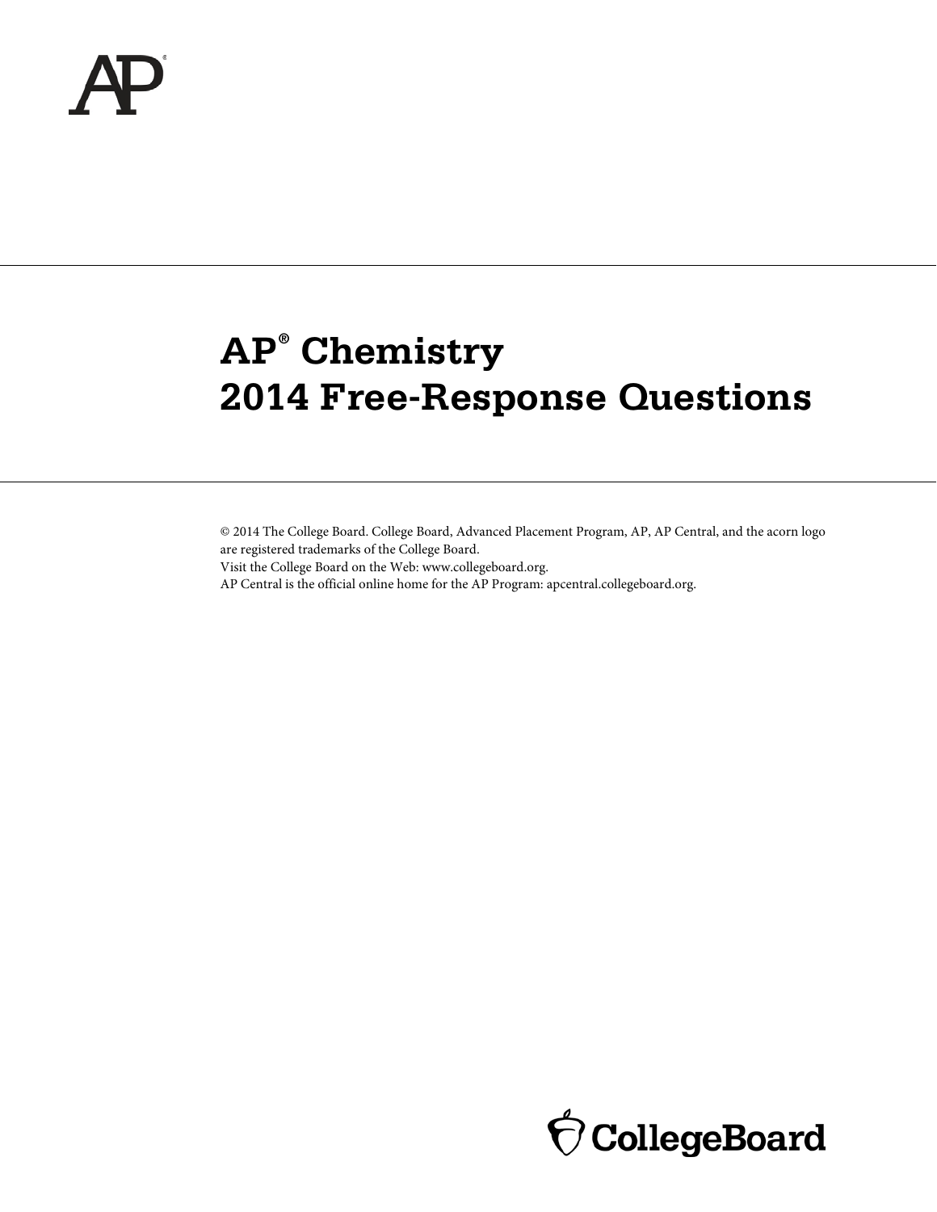# AP® Chemistry
# 2014 Free-Response Questions

© 2014 The College Board. College Board, Advanced Placement Program, AP, AP Central, and the acorn logo are registered trademarks of the College Board.
Visit the College Board on the Web: www.collegeboard.org.
AP Central is the official online home for the AP Program: apcentral.collegeboard.org.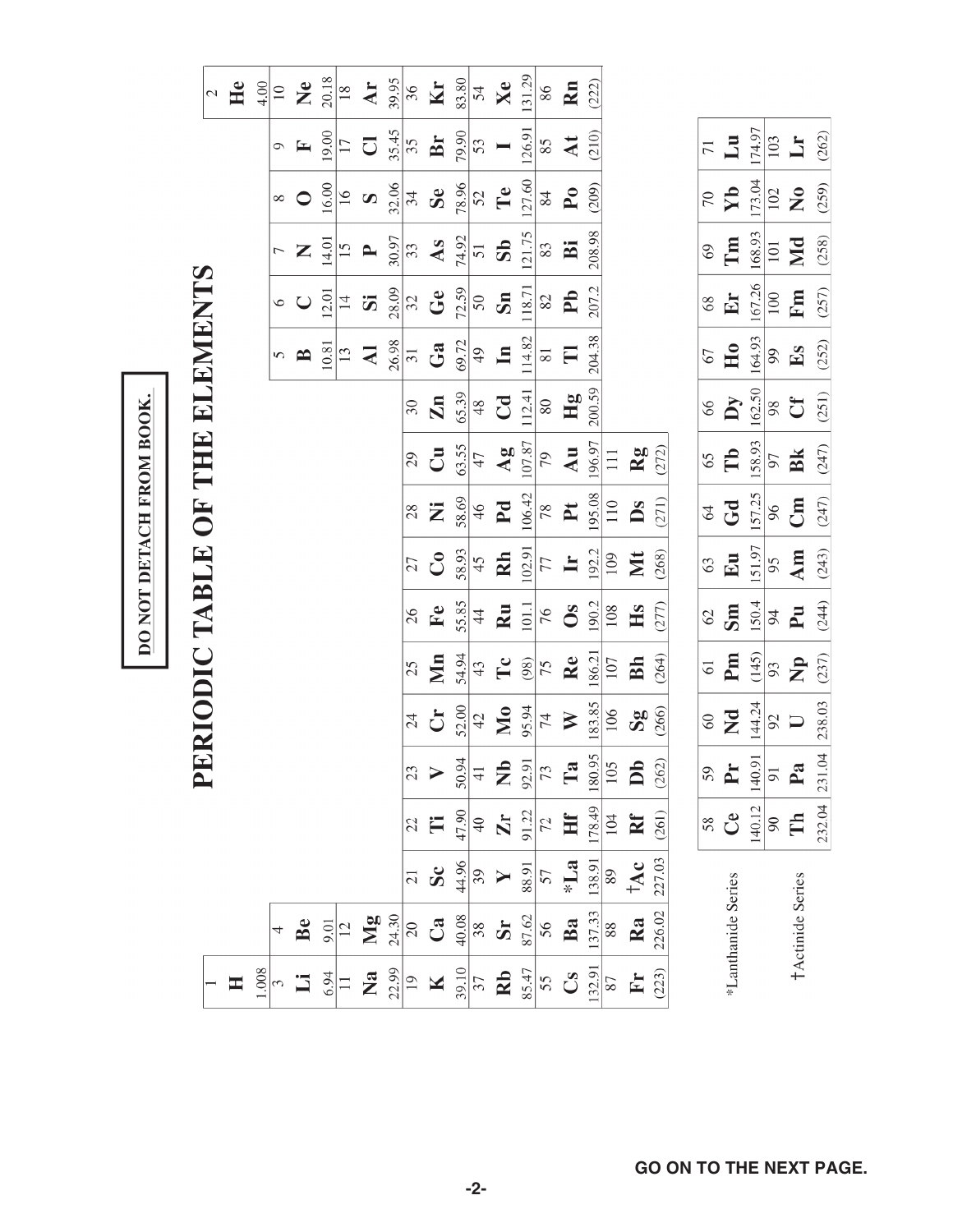**DO NOT DETACH FROM BOOK.**

# PERIODIC TABLE OF THE ELEMENTS

| 1 | 2 | 3 | 4 | 5 | 6 | 7 | 8 | 9 | 10 | 11 | 12 | 13 | 14 | 15 | 16 | 17 | 18 |
|---|---|---|---|---|---|---|---|---|---|---|---|---|---|---|---|---|---|
| 1<br>**H**<br>1.008 | | | | | | | | | | | | | | | | | 2<br>**He**<br>4.00 |
| 3<br>**Li**<br>6.94 | 4<br>**Be**<br>9.01 | | | | | | | | | | | 5<br>**B**<br>10.81 | 6<br>**C**<br>12.01 | 7<br>**N**<br>14.01 | 8<br>**O**<br>16.00 | 9<br>**F**<br>19.00 | 10<br>**Ne**<br>20.18 |
| 11<br>**Na**<br>22.99 | 12<br>**Mg**<br>24.30 | | | | | | | | | | | 13<br>**Al**<br>26.98 | 14<br>**Si**<br>28.09 | 15<br>**P**<br>30.97 | 16<br>**S**<br>32.06 | 17<br>**Cl**<br>35.45 | 18<br>**Ar**<br>39.95 |
| 19<br>**K**<br>39.10 | 20<br>**Ca**<br>40.08 | 21<br>**Sc**<br>44.96 | 22<br>**Ti**<br>47.90 | 23<br>**V**<br>50.94 | 24<br>**Cr**<br>52.00 | 25<br>**Mn**<br>54.94 | 26<br>**Fe**<br>55.85 | 27<br>**Co**<br>58.93 | 28<br>**Ni**<br>58.69 | 29<br>**Cu**<br>63.55 | 30<br>**Zn**<br>65.39 | 31<br>**Ga**<br>69.72 | 32<br>**Ge**<br>72.59 | 33<br>**As**<br>74.92 | 34<br>**Se**<br>78.96 | 35<br>**Br**<br>79.90 | 36<br>**Kr**<br>83.80 |
| 37<br>**Rb**<br>85.47 | 38<br>**Sr**<br>87.62 | 39<br>**Y**<br>88.91 | 40<br>**Zr**<br>91.22 | 41<br>**Nb**<br>92.91 | 42<br>**Mo**<br>95.94 | 43<br>**Tc**<br>(98) | 44<br>**Ru**<br>101.1 | 45<br>**Rh**<br>102.91 | 46<br>**Pd**<br>106.42 | 47<br>**Ag**<br>107.87 | 48<br>**Cd**<br>112.41 | 49<br>**In**<br>114.82 | 50<br>**Sn**<br>118.71 | 51<br>**Sb**<br>121.75 | 52<br>**Te**<br>127.60 | 53<br>**I**<br>126.91 | 54<br>**Xe**<br>131.29 |
| 55<br>**Cs**<br>132.91 | 56<br>**Ba**<br>137.33 | 57<br>***La**<br>138.91 | 72<br>**Hf**<br>178.49 | 73<br>**Ta**<br>180.95 | 74<br>**W**<br>183.85 | 75<br>**Re**<br>186.21 | 76<br>**Os**<br>190.2 | 77<br>**Ir**<br>192.2 | 78<br>**Pt**<br>195.08 | 79<br>**Au**<br>196.97 | 80<br>**Hg**<br>200.59 | 81<br>**Tl**<br>204.38 | 82<br>**Pb**<br>207.2 | 83<br>**Bi**<br>208.98 | 84<br>**Po**<br>(209) | 85<br>**At**<br>(210) | 86<br>**Rn**<br>(222) |
| 87<br>**Fr**<br>(223) | 88<br>**Ra**<br>226.02 | 89<br>**†Ac**<br>227.03 | 104<br>**Rf**<br>(261) | 105<br>**Db**<br>(262) | 106<br>**Sg**<br>(266) | 107<br>**Bh**<br>(264) | 108<br>**Hs**<br>(277) | 109<br>**Mt**<br>(268) | 110<br>**Ds**<br>(271) | 111<br>**Rg**<br>(272) | | | | | | | |

| | | | | | | | | | | | | | | |
|---|---|---|---|---|---|---|---|---|---|---|---|---|---|---|
| *Lanthanide Series | 58<br>**Ce**<br>140.12 | 59<br>**Pr**<br>140.91 | 60<br>**Nd**<br>144.24 | 61<br>**Pm**<br>(145) | 62<br>**Sm**<br>150.4 | 63<br>**Eu**<br>151.97 | 64<br>**Gd**<br>157.25 | 65<br>**Tb**<br>158.93 | 66<br>**Dy**<br>162.50 | 67<br>**Ho**<br>164.93 | 68<br>**Er**<br>167.26 | 69<br>**Tm**<br>168.93 | 70<br>**Yb**<br>173.04 | 71<br>**Lu**<br>174.97 |
| †Actinide Series | 90<br>**Th**<br>232.04 | 91<br>**Pa**<br>231.04 | 92<br>**U**<br>238.03 | 93<br>**Np**<br>(237) | 94<br>**Pu**<br>(244) | 95<br>**Am**<br>(243) | 96<br>**Cm**<br>(247) | 97<br>**Bk**<br>(247) | 98<br>**Cf**<br>(251) | 99<br>**Es**<br>(252) | 100<br>**Fm**<br>(257) | 101<br>**Md**<br>(258) | 102<br>**No**<br>(259) | 103<br>**Lr**<br>(262) |

**GO ON TO THE NEXT PAGE.**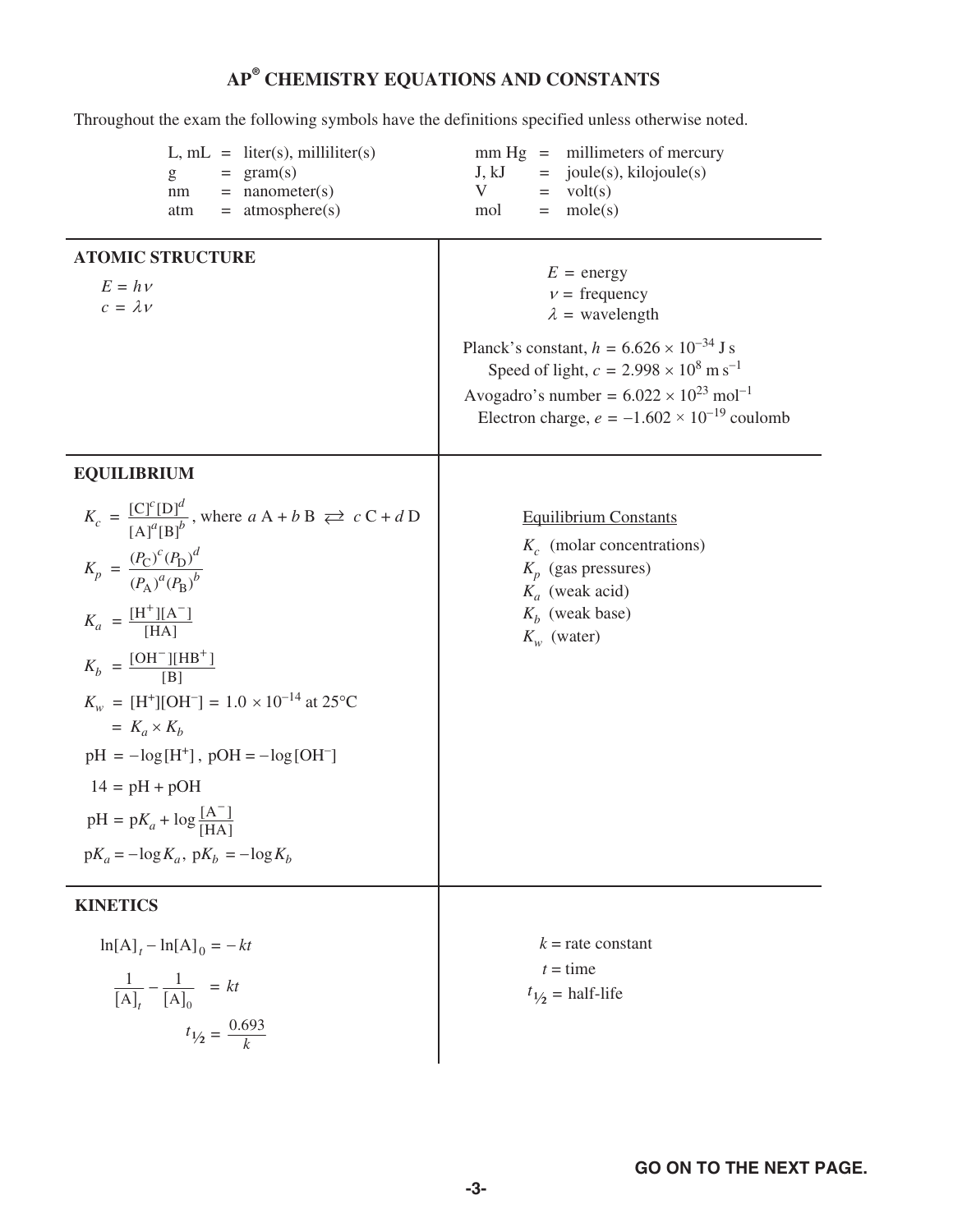# AP® CHEMISTRY EQUATIONS AND CONSTANTS

Throughout the exam the following symbols have the definitions specified unless otherwise noted.

| | | | |
|---|---|---|---|
| L, mL | = liter(s), milliliter(s) | mm Hg | = millimeters of mercury |
| g | = gram(s) | J, kJ | = joule(s), kilojoule(s) |
| nm | = nanometer(s) | V | = volt(s) |
| atm | = atmosphere(s) | mol | = mole(s) |

## ATOMIC STRUCTURE

$$E = h\nu$$

$$c = \lambda\nu$$

$E$ = energy

$\nu$ = frequency

$\lambda$ = wavelength

Planck's constant, $h = 6.626 \times 10^{-34}$ J s

Speed of light, $c = 2.998 \times 10^{8}$ m s$^{-1}$

Avogadro's number $= 6.022 \times 10^{23}$ mol$^{-1}$

Electron charge, $e = -1.602 \times 10^{-19}$ coulomb

## EQUILIBRIUM

$$K_c = \frac{[\mathrm{C}]^c[\mathrm{D}]^d}{[\mathrm{A}]^a[\mathrm{B}]^b}, \text{ where } a\,\mathrm{A} + b\,\mathrm{B} \rightleftarrows c\,\mathrm{C} + d\,\mathrm{D}$$

$$K_p = \frac{(P_\mathrm{C})^c(P_\mathrm{D})^d}{(P_\mathrm{A})^a(P_\mathrm{B})^b}$$

$$K_a = \frac{[\mathrm{H}^+][\mathrm{A}^-]}{[\mathrm{HA}]}$$

$$K_b = \frac{[\mathrm{OH}^-][\mathrm{HB}^+]}{[\mathrm{B}]}$$

$$K_w = [\mathrm{H}^+][\mathrm{OH}^-] = 1.0 \times 10^{-14} \text{ at } 25^\circ\mathrm{C}$$

$$= K_a \times K_b$$

$$\mathrm{pH} = -\log[\mathrm{H}^+],\ \mathrm{pOH} = -\log[\mathrm{OH}^-]$$

$$14 = \mathrm{pH} + \mathrm{pOH}$$

$$\mathrm{pH} = \mathrm{p}K_a + \log\frac{[\mathrm{A}^-]}{[\mathrm{HA}]}$$

$$\mathrm{p}K_a = -\log K_a,\ \mathrm{p}K_b = -\log K_b$$

Equilibrium Constants

$K_c$ (molar concentrations)

$K_p$ (gas pressures)

$K_a$ (weak acid)

$K_b$ (weak base)

$K_w$ (water)

## KINETICS

$$\ln[\mathrm{A}]_t - \ln[\mathrm{A}]_0 = -kt$$

$$\frac{1}{[\mathrm{A}]_t} - \frac{1}{[\mathrm{A}]_0} = kt$$

$$t_{1/2} = \frac{0.693}{k}$$

$k$ = rate constant

$t$ = time

$t_{1/2}$ = half-life

GO ON TO THE NEXT PAGE.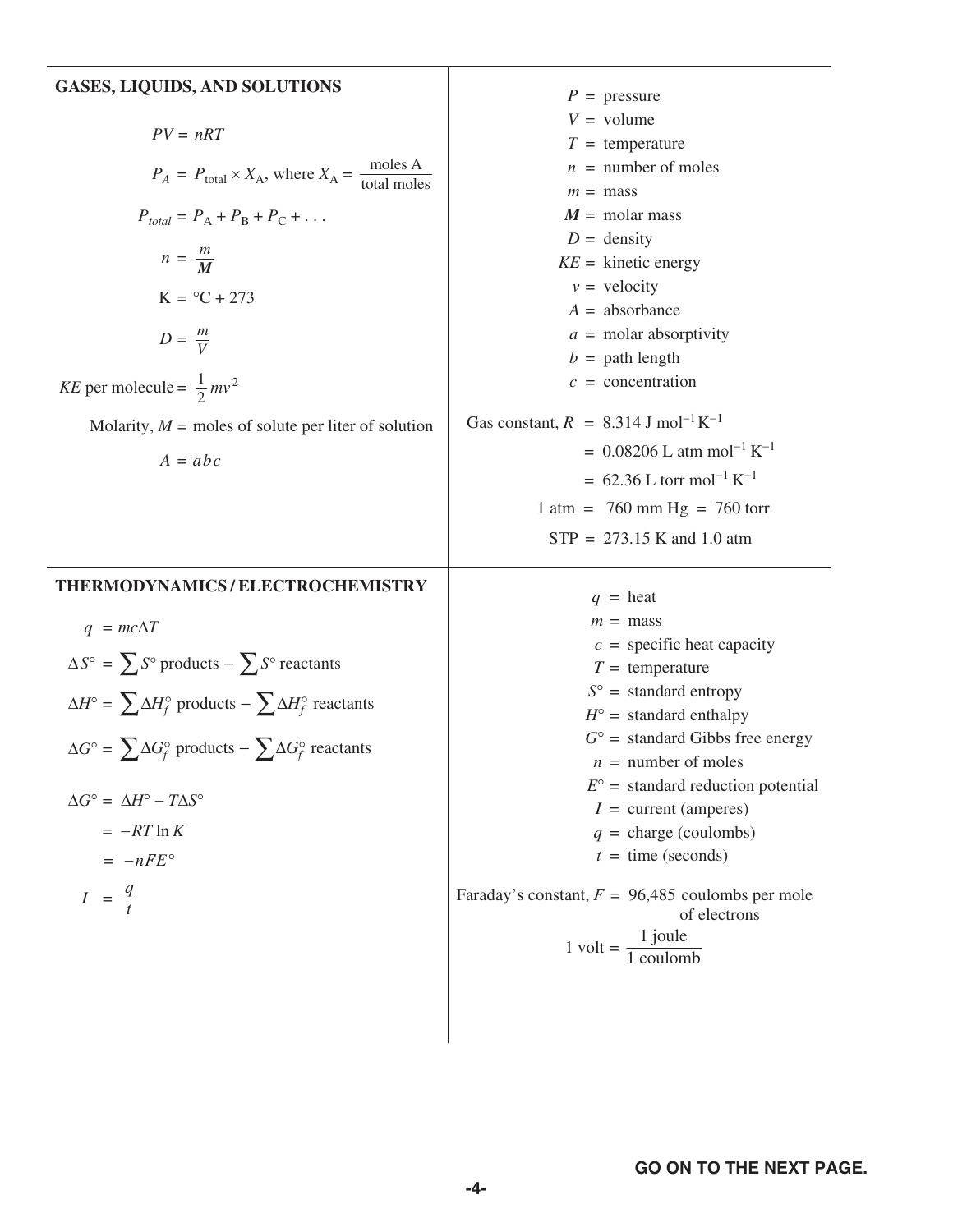## GASES, LIQUIDS, AND SOLUTIONS

$$PV = nRT$$

$$P_A = P_{\text{total}} \times X_A, \text{ where } X_A = \frac{\text{moles A}}{\text{total moles}}$$

$$P_{total} = P_A + P_B + P_C + \ldots$$

$$n = \frac{m}{\boldsymbol{M}}$$

$$\text{K} = {}^\circ\text{C} + 273$$

$$D = \frac{m}{V}$$

$$KE \text{ per molecule} = \frac{1}{2}mv^2$$

Molarity, $M$ = moles of solute per liter of solution

$$A = abc$$

$P$ = pressure
$V$ = volume
$T$ = temperature
$n$ = number of moles
$m$ = mass
$\boldsymbol{M}$ = molar mass
$D$ = density
$KE$ = kinetic energy
$v$ = velocity
$A$ = absorbance
$a$ = molar absorptivity
$b$ = path length
$c$ = concentration

Gas constant, $R$ = 8.314 J mol$^{-1}$ K$^{-1}$
= 0.08206 L atm mol$^{-1}$ K$^{-1}$
= 62.36 L torr mol$^{-1}$ K$^{-1}$

1 atm = 760 mm Hg = 760 torr

STP = 273.15 K and 1.0 atm

## THERMODYNAMICS / ELECTROCHEMISTRY

$$q = mc\Delta T$$

$$\Delta S^\circ = \sum S^\circ \text{ products} - \sum S^\circ \text{ reactants}$$

$$\Delta H^\circ = \sum \Delta H_f^\circ \text{ products} - \sum \Delta H_f^\circ \text{ reactants}$$

$$\Delta G^\circ = \sum \Delta G_f^\circ \text{ products} - \sum \Delta G_f^\circ \text{ reactants}$$

$$\Delta G^\circ = \Delta H^\circ - T\Delta S^\circ$$

$$= -RT \ln K$$

$$= -nFE^\circ$$

$$I = \frac{q}{t}$$

$q$ = heat
$m$ = mass
$c$ = specific heat capacity
$T$ = temperature
$S^\circ$ = standard entropy
$H^\circ$ = standard enthalpy
$G^\circ$ = standard Gibbs free energy
$n$ = number of moles
$E^\circ$ = standard reduction potential
$I$ = current (amperes)
$q$ = charge (coulombs)
$t$ = time (seconds)

Faraday's constant, $F$ = 96,485 coulombs per mole of electrons

$$1 \text{ volt} = \frac{1 \text{ joule}}{1 \text{ coulomb}}$$

GO ON TO THE NEXT PAGE.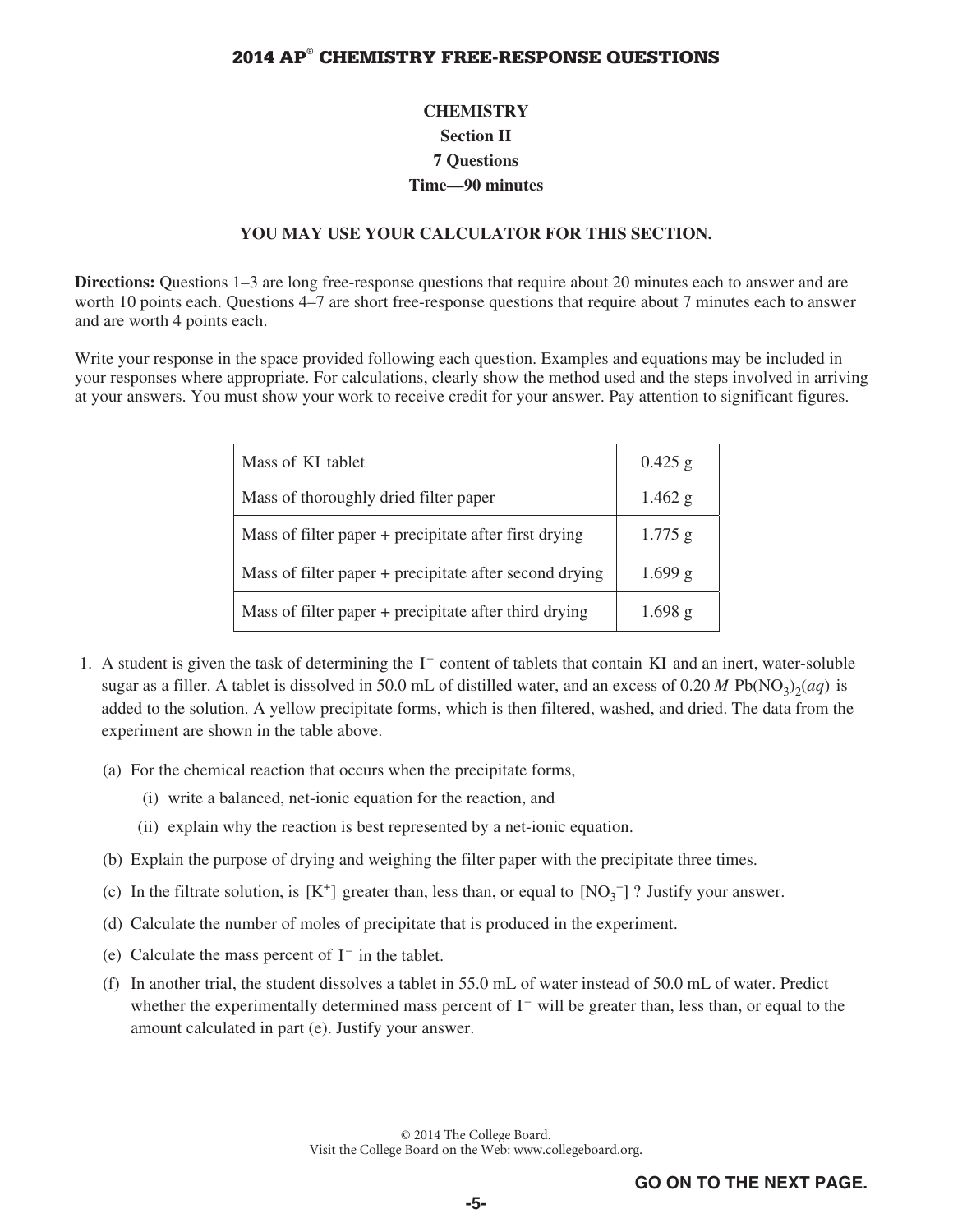# 2014 AP® CHEMISTRY FREE-RESPONSE QUESTIONS

**CHEMISTRY**
**Section II**
**7 Questions**
**Time—90 minutes**

**YOU MAY USE YOUR CALCULATOR FOR THIS SECTION.**

**Directions:** Questions 1–3 are long free-response questions that require about 20 minutes each to answer and are worth 10 points each. Questions 4–7 are short free-response questions that require about 7 minutes each to answer and are worth 4 points each.

Write your response in the space provided following each question. Examples and equations may be included in your responses where appropriate. For calculations, clearly show the method used and the steps involved in arriving at your answers. You must show your work to receive credit for your answer. Pay attention to significant figures.

| | |
|---|---|
| Mass of KI tablet | 0.425 g |
| Mass of thoroughly dried filter paper | 1.462 g |
| Mass of filter paper + precipitate after first drying | 1.775 g |
| Mass of filter paper + precipitate after second drying | 1.699 g |
| Mass of filter paper + precipitate after third drying | 1.698 g |

1. A student is given the task of determining the $I^-$ content of tablets that contain KI and an inert, water-soluble sugar as a filler. A tablet is dissolved in 50.0 mL of distilled water, and an excess of 0.20 $M$ $Pb(NO_3)_2(aq)$ is added to the solution. A yellow precipitate forms, which is then filtered, washed, and dried. The data from the experiment are shown in the table above.

   (a) For the chemical reaction that occurs when the precipitate forms,

   (i) write a balanced, net-ionic equation for the reaction, and

   (ii) explain why the reaction is best represented by a net-ionic equation.

   (b) Explain the purpose of drying and weighing the filter paper with the precipitate three times.

   (c) In the filtrate solution, is $[K^+]$ greater than, less than, or equal to $[NO_3^-]$ ? Justify your answer.

   (d) Calculate the number of moles of precipitate that is produced in the experiment.

   (e) Calculate the mass percent of $I^-$ in the tablet.

   (f) In another trial, the student dissolves a tablet in 55.0 mL of water instead of 50.0 mL of water. Predict whether the experimentally determined mass percent of $I^-$ will be greater than, less than, or equal to the amount calculated in part (e). Justify your answer.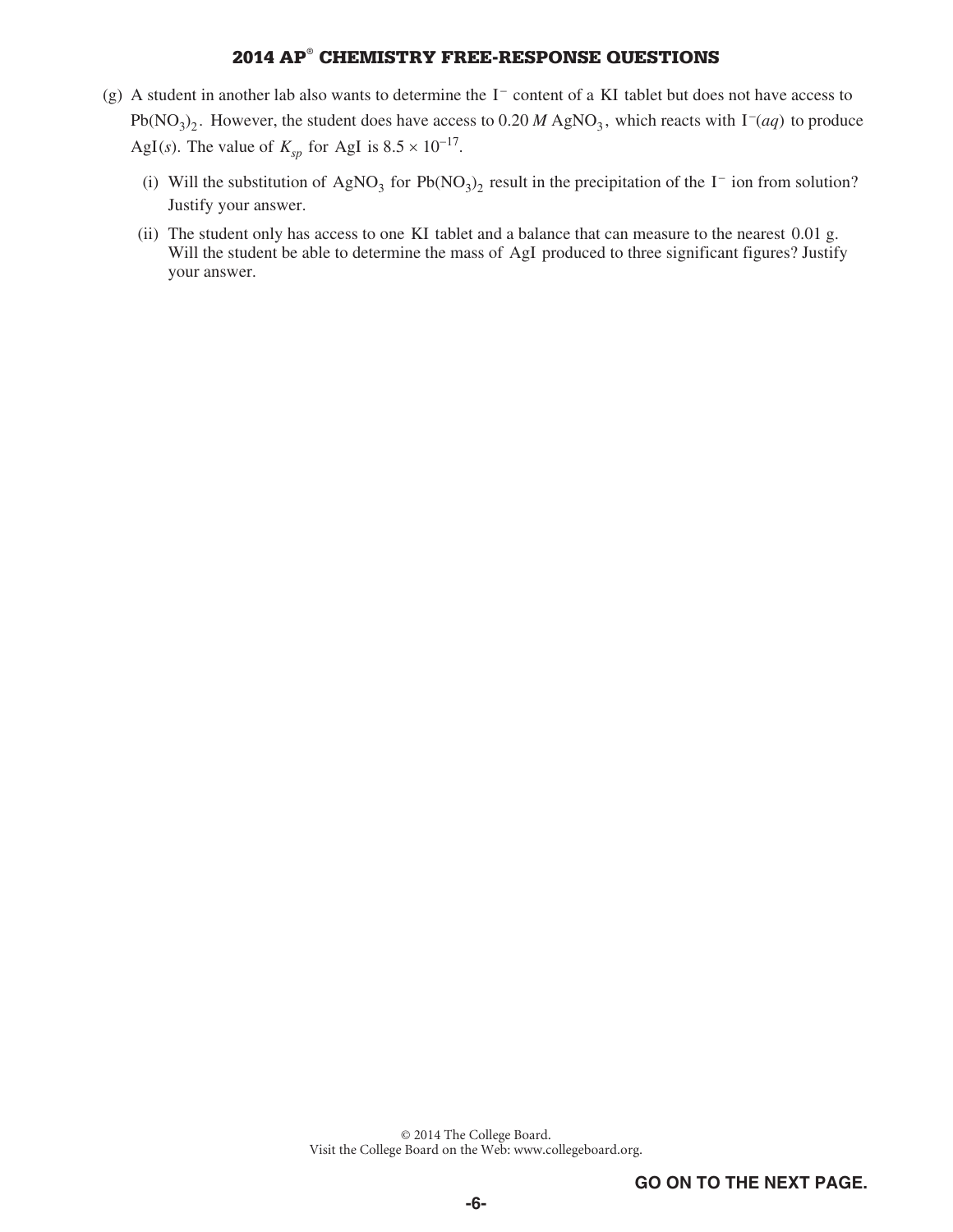(g) A student in another lab also wants to determine the $I^-$ content of a KI tablet but does not have access to $Pb(NO_3)_2$. However, the student does have access to 0.20 *M* $AgNO_3$, which reacts with $I^-(aq)$ to produce $AgI(s)$. The value of $K_{sp}$ for AgI is $8.5 \times 10^{-17}$.

   (i) Will the substitution of $AgNO_3$ for $Pb(NO_3)_2$ result in the precipitation of the $I^-$ ion from solution? Justify your answer.

   (ii) The student only has access to one KI tablet and a balance that can measure to the nearest 0.01 g. Will the student be able to determine the mass of AgI produced to three significant figures? Justify your answer.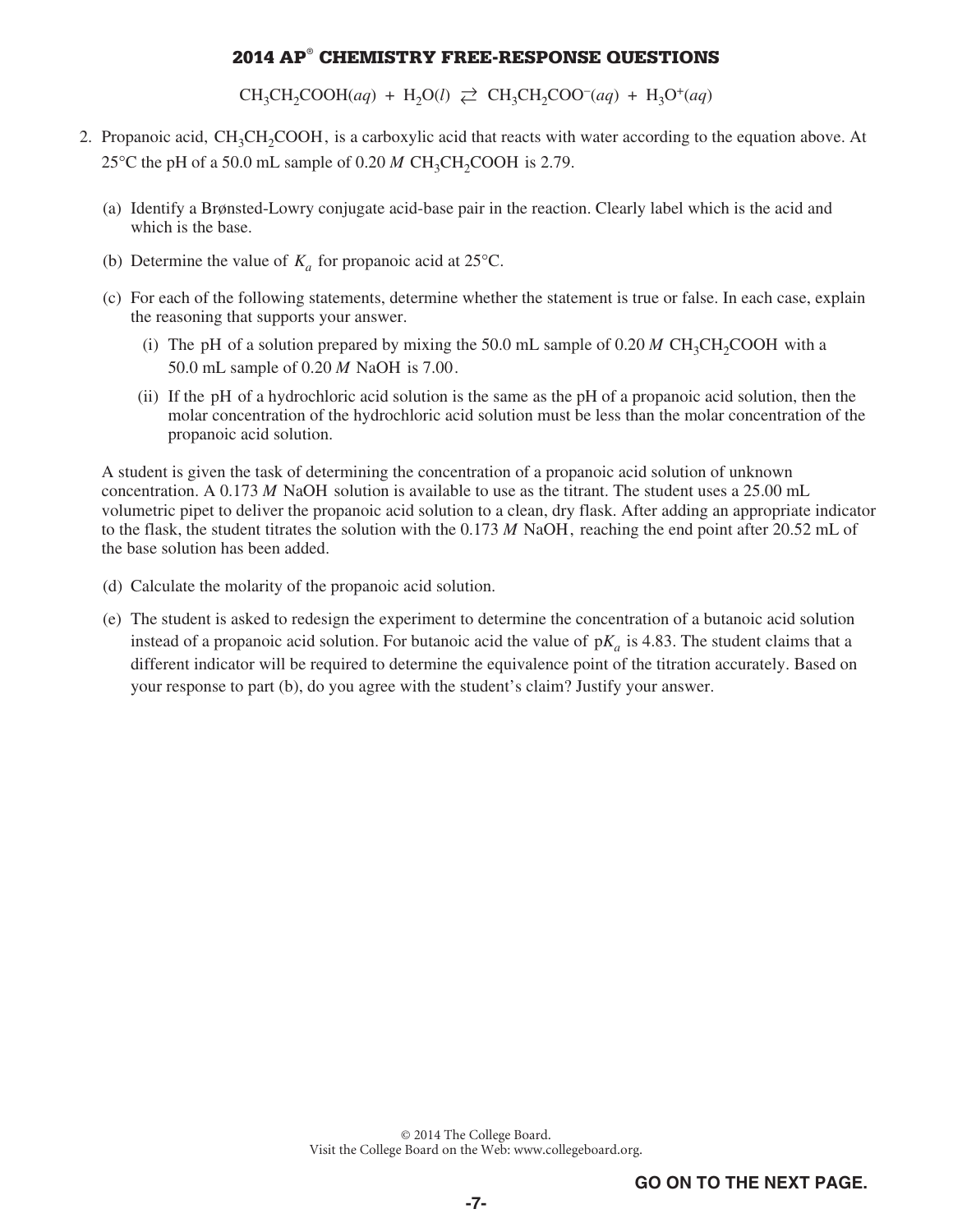$$CH_3CH_2COOH(aq) + H_2O(l) \rightleftarrows CH_3CH_2COO^-(aq) + H_3O^+(aq)$$

2. Propanoic acid, $CH_3CH_2COOH$, is a carboxylic acid that reacts with water according to the equation above. At 25°C the pH of a 50.0 mL sample of 0.20 *M* $CH_3CH_2COOH$ is 2.79.

   (a) Identify a Brønsted-Lowry conjugate acid-base pair in the reaction. Clearly label which is the acid and which is the base.

   (b) Determine the value of $K_a$ for propanoic acid at 25°C.

   (c) For each of the following statements, determine whether the statement is true or false. In each case, explain the reasoning that supports your answer.

      (i) The pH of a solution prepared by mixing the 50.0 mL sample of 0.20 *M* $CH_3CH_2COOH$ with a 50.0 mL sample of 0.20 *M* NaOH is 7.00.

      (ii) If the pH of a hydrochloric acid solution is the same as the pH of a propanoic acid solution, then the molar concentration of the hydrochloric acid solution must be less than the molar concentration of the propanoic acid solution.

   A student is given the task of determining the concentration of a propanoic acid solution of unknown concentration. A 0.173 *M* NaOH solution is available to use as the titrant. The student uses a 25.00 mL volumetric pipet to deliver the propanoic acid solution to a clean, dry flask. After adding an appropriate indicator to the flask, the student titrates the solution with the 0.173 *M* NaOH, reaching the end point after 20.52 mL of the base solution has been added.

   (d) Calculate the molarity of the propanoic acid solution.

   (e) The student is asked to redesign the experiment to determine the concentration of a butanoic acid solution instead of a propanoic acid solution. For butanoic acid the value of $pK_a$ is 4.83. The student claims that a different indicator will be required to determine the equivalence point of the titration accurately. Based on your response to part (b), do you agree with the student's claim? Justify your answer.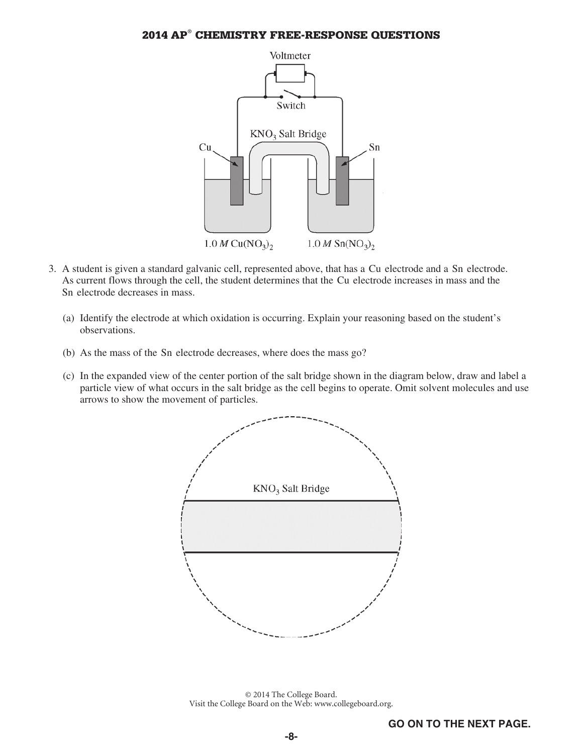3. A student is given a standard galvanic cell, represented above, that has a Cu electrode and a Sn electrode. As current flows through the cell, the student determines that the Cu electrode increases in mass and the Sn electrode decreases in mass.

   (a) Identify the electrode at which oxidation is occurring. Explain your reasoning based on the student's observations.

   (b) As the mass of the Sn electrode decreases, where does the mass go?

   (c) In the expanded view of the center portion of the salt bridge shown in the diagram below, draw and label a particle view of what occurs in the salt bridge as the cell begins to operate. Omit solvent molecules and use arrows to show the movement of particles.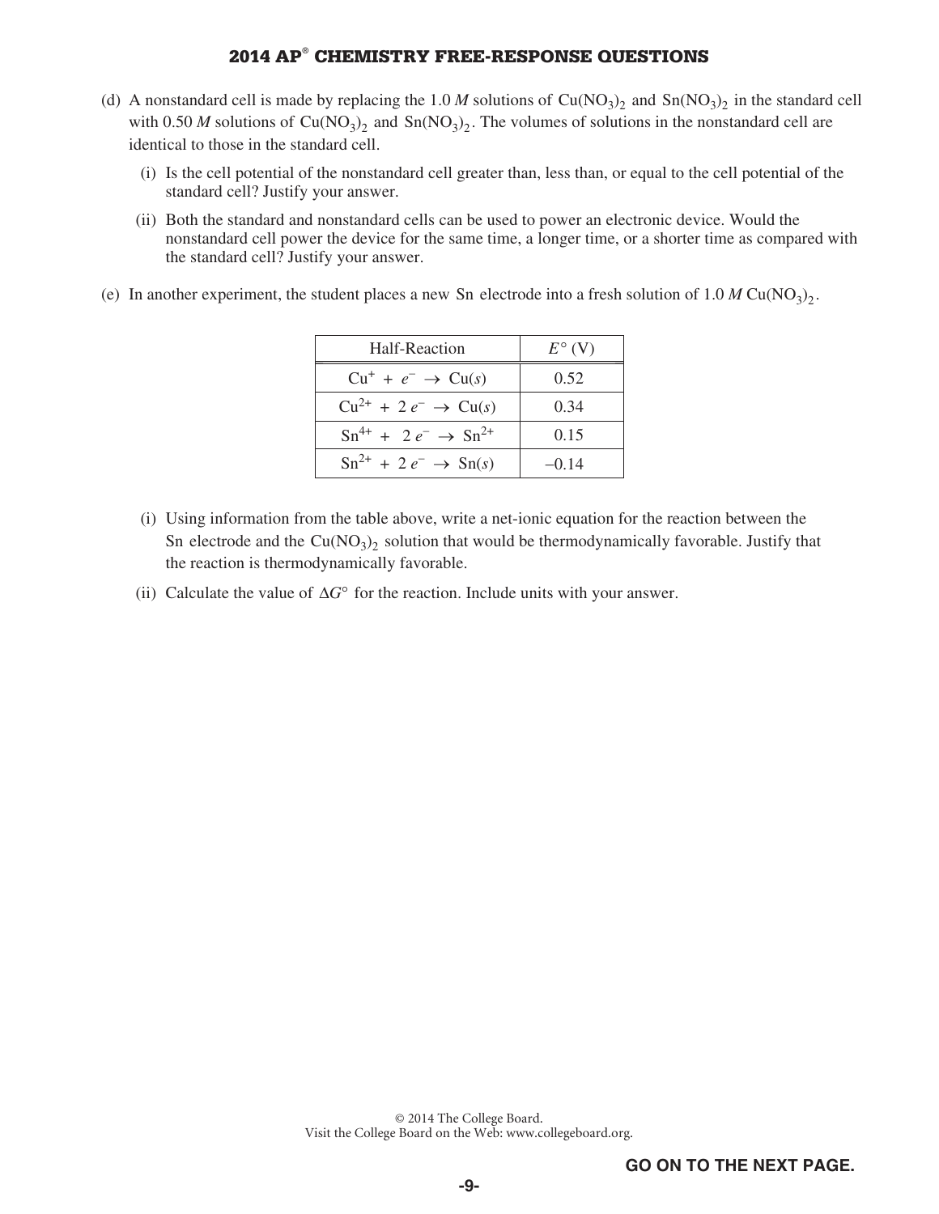(d) A nonstandard cell is made by replacing the 1.0 *M* solutions of $Cu(NO_3)_2$ and $Sn(NO_3)_2$ in the standard cell with 0.50 *M* solutions of $Cu(NO_3)_2$ and $Sn(NO_3)_2$. The volumes of solutions in the nonstandard cell are identical to those in the standard cell.

(i) Is the cell potential of the nonstandard cell greater than, less than, or equal to the cell potential of the standard cell? Justify your answer.

(ii) Both the standard and nonstandard cells can be used to power an electronic device. Would the nonstandard cell power the device for the same time, a longer time, or a shorter time as compared with the standard cell? Justify your answer.

(e) In another experiment, the student places a new Sn electrode into a fresh solution of 1.0 *M* $Cu(NO_3)_2$.

| Half-Reaction | $E°$ (V) |
|---|---|
| $Cu^{+} + e^{-} \rightarrow Cu(s)$ | 0.52 |
| $Cu^{2+} + 2\,e^{-} \rightarrow Cu(s)$ | 0.34 |
| $Sn^{4+} + 2\,e^{-} \rightarrow Sn^{2+}$ | 0.15 |
| $Sn^{2+} + 2\,e^{-} \rightarrow Sn(s)$ | −0.14 |

(i) Using information from the table above, write a net-ionic equation for the reaction between the Sn electrode and the $Cu(NO_3)_2$ solution that would be thermodynamically favorable. Justify that the reaction is thermodynamically favorable.

(ii) Calculate the value of $\Delta G°$ for the reaction. Include units with your answer.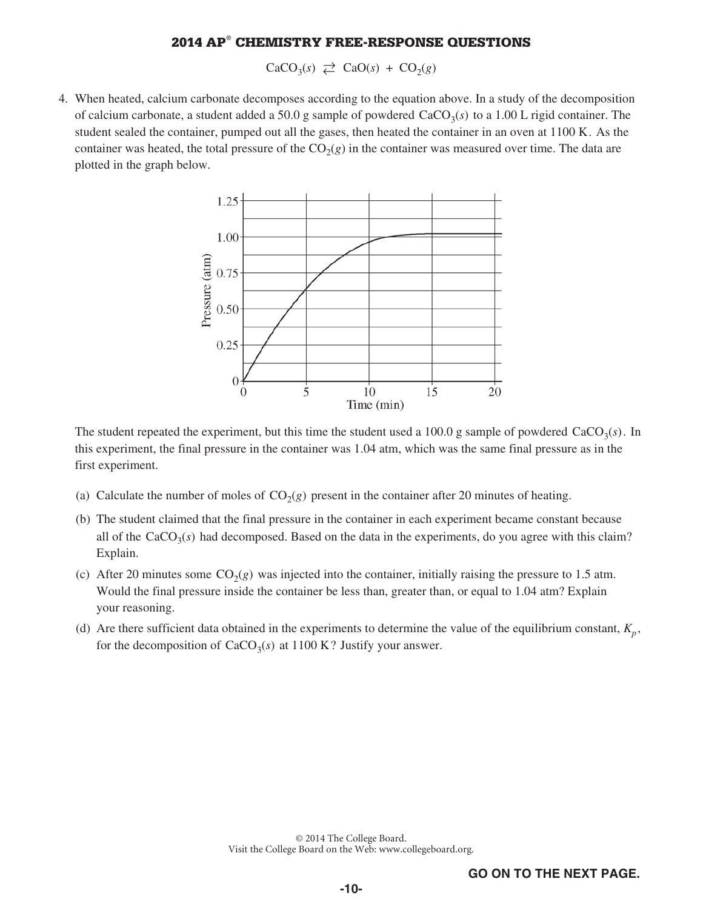$$CaCO_3(s) \rightleftarrows CaO(s) + CO_2(g)$$

4. When heated, calcium carbonate decomposes according to the equation above. In a study of the decomposition of calcium carbonate, a student added a 50.0 g sample of powdered $CaCO_3(s)$ to a 1.00 L rigid container. The student sealed the container, pumped out all the gases, then heated the container in an oven at 1100 K. As the container was heated, the total pressure of the $CO_2(g)$ in the container was measured over time. The data are plotted in the graph below.

The student repeated the experiment, but this time the student used a 100.0 g sample of powdered $CaCO_3(s)$. In this experiment, the final pressure in the container was 1.04 atm, which was the same final pressure as in the first experiment.

(a) Calculate the number of moles of $CO_2(g)$ present in the container after 20 minutes of heating.

(b) The student claimed that the final pressure in the container in each experiment became constant because all of the $CaCO_3(s)$ had decomposed. Based on the data in the experiments, do you agree with this claim? Explain.

(c) After 20 minutes some $CO_2(g)$ was injected into the container, initially raising the pressure to 1.5 atm. Would the final pressure inside the container be less than, greater than, or equal to 1.04 atm? Explain your reasoning.

(d) Are there sufficient data obtained in the experiments to determine the value of the equilibrium constant, $K_p$, for the decomposition of $CaCO_3(s)$ at 1100 K? Justify your answer.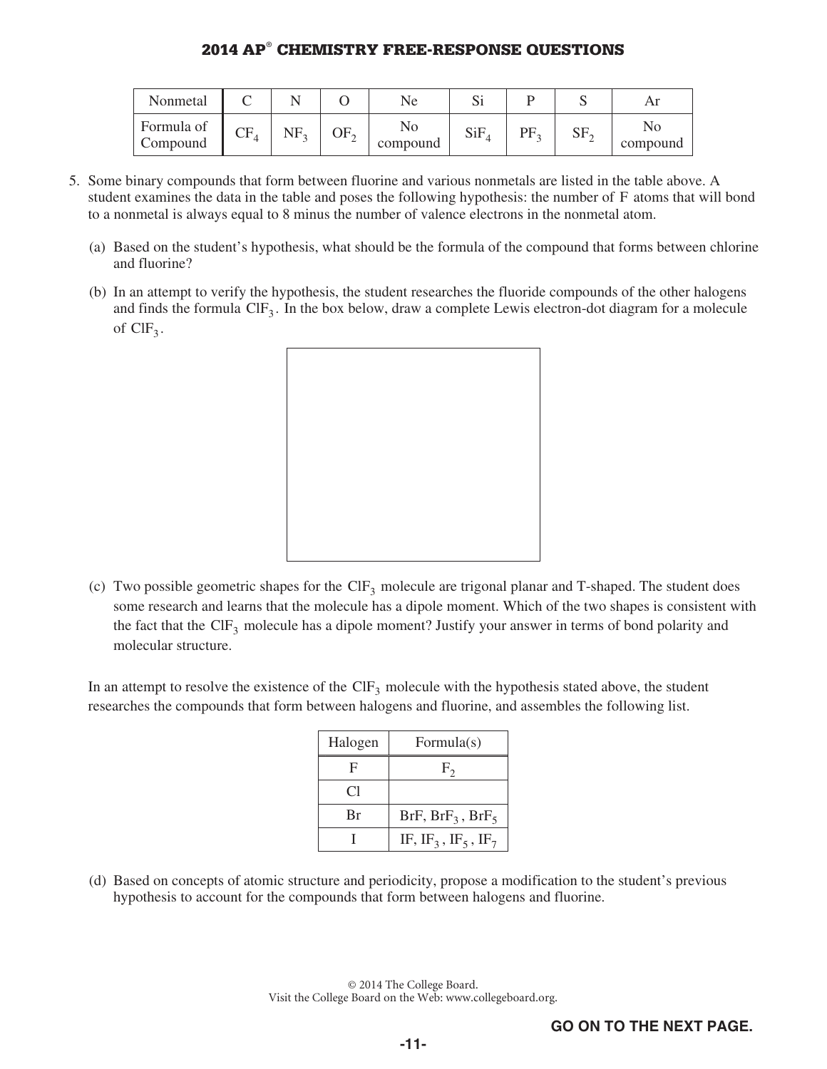| Nonmetal | C | N | O | Ne | Si | P | S | Ar |
|---|---|---|---|---|---|---|---|---|
| Formula of Compound | $CF_4$ | $NF_3$ | $OF_2$ | No compound | $SiF_4$ | $PF_3$ | $SF_2$ | No compound |

5. Some binary compounds that form between fluorine and various nonmetals are listed in the table above. A student examines the data in the table and poses the following hypothesis: the number of F atoms that will bond to a nonmetal is always equal to 8 minus the number of valence electrons in the nonmetal atom.

   (a) Based on the student's hypothesis, what should be the formula of the compound that forms between chlorine and fluorine?

   (b) In an attempt to verify the hypothesis, the student researches the fluoride compounds of the other halogens and finds the formula $ClF_3$. In the box below, draw a complete Lewis electron-dot diagram for a molecule of $ClF_3$.

   (c) Two possible geometric shapes for the $ClF_3$ molecule are trigonal planar and T-shaped. The student does some research and learns that the molecule has a dipole moment. Which of the two shapes is consistent with the fact that the $ClF_3$ molecule has a dipole moment? Justify your answer in terms of bond polarity and molecular structure.

In an attempt to resolve the existence of the $ClF_3$ molecule with the hypothesis stated above, the student researches the compounds that form between halogens and fluorine, and assembles the following list.

| Halogen | Formula(s) |
|---|---|
| F | $F_2$ |
| Cl | |
| Br | BrF, $BrF_3$, $BrF_5$ |
| I | IF, $IF_3$, $IF_5$, $IF_7$ |

   (d) Based on concepts of atomic structure and periodicity, propose a modification to the student's previous hypothesis to account for the compounds that form between halogens and fluorine.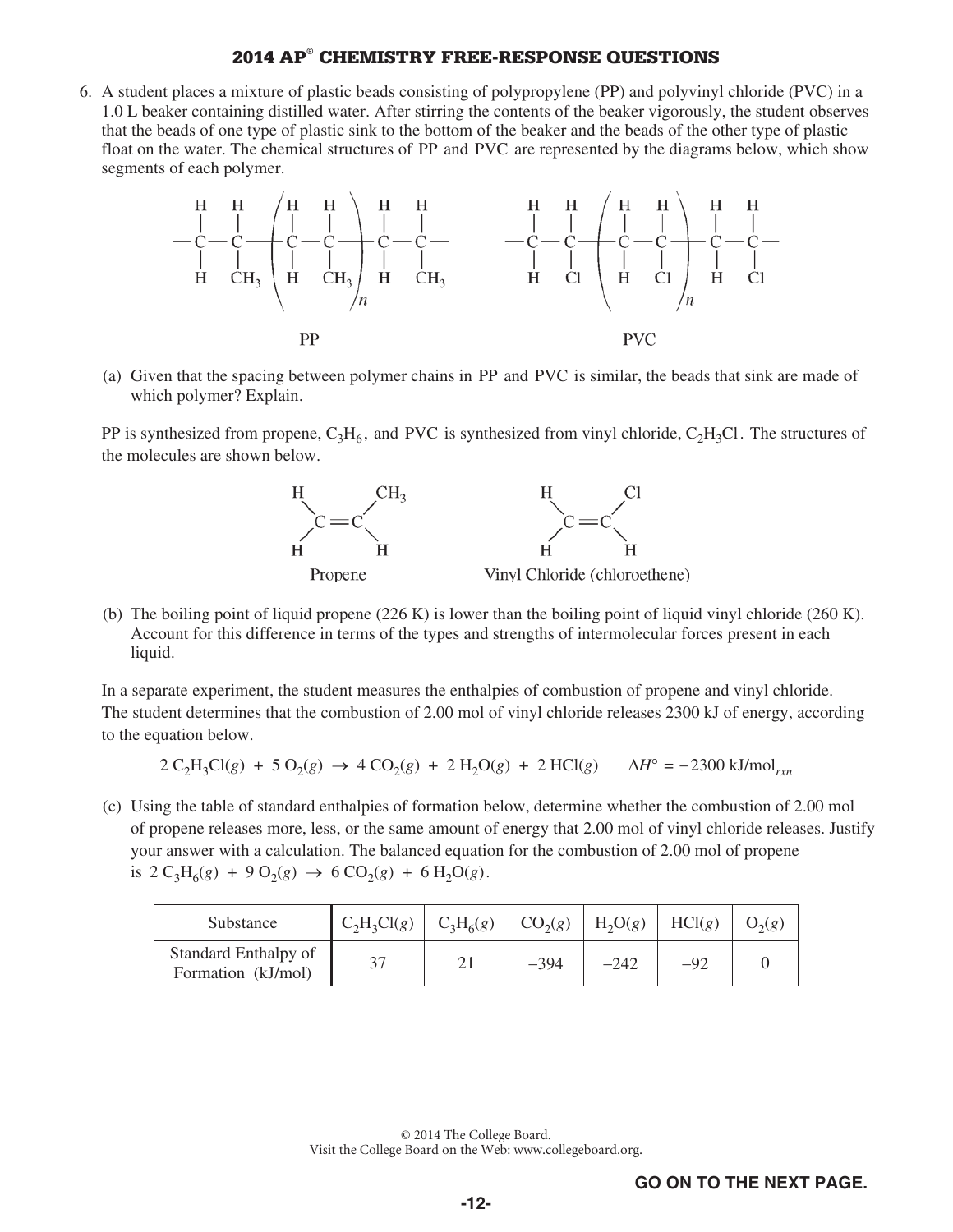6. A student places a mixture of plastic beads consisting of polypropylene (PP) and polyvinyl chloride (PVC) in a 1.0 L beaker containing distilled water. After stirring the contents of the beaker vigorously, the student observes that the beads of one type of plastic sink to the bottom of the beaker and the beads of the other type of plastic float on the water. The chemical structures of PP and PVC are represented by the diagrams below, which show segments of each polymer.

PP

PVC

(a) Given that the spacing between polymer chains in PP and PVC is similar, the beads that sink are made of which polymer? Explain.

PP is synthesized from propene, $C_3H_6$, and PVC is synthesized from vinyl chloride, $C_2H_3Cl$. The structures of the molecules are shown below.

Propene

Vinyl Chloride (chloroethene)

(b) The boiling point of liquid propene (226 K) is lower than the boiling point of liquid vinyl chloride (260 K). Account for this difference in terms of the types and strengths of intermolecular forces present in each liquid.

In a separate experiment, the student measures the enthalpies of combustion of propene and vinyl chloride. The student determines that the combustion of 2.00 mol of vinyl chloride releases 2300 kJ of energy, according to the equation below.

$$2\ C_2H_3Cl(g)\ +\ 5\ O_2(g)\ \rightarrow\ 4\ CO_2(g)\ +\ 2\ H_2O(g)\ +\ 2\ HCl(g) \qquad \Delta H^\circ = -2300\ \text{kJ/mol}_{rxn}$$

(c) Using the table of standard enthalpies of formation below, determine whether the combustion of 2.00 mol of propene releases more, less, or the same amount of energy that 2.00 mol of vinyl chloride releases. Justify your answer with a calculation. The balanced equation for the combustion of 2.00 mol of propene is $2\ C_3H_6(g)\ +\ 9\ O_2(g)\ \rightarrow\ 6\ CO_2(g)\ +\ 6\ H_2O(g)$.

| Substance | $C_2H_3Cl(g)$ | $C_3H_6(g)$ | $CO_2(g)$ | $H_2O(g)$ | $HCl(g)$ | $O_2(g)$ |
|---|---|---|---|---|---|---|
| Standard Enthalpy of Formation (kJ/mol) | 37 | 21 | −394 | −242 | −92 | 0 |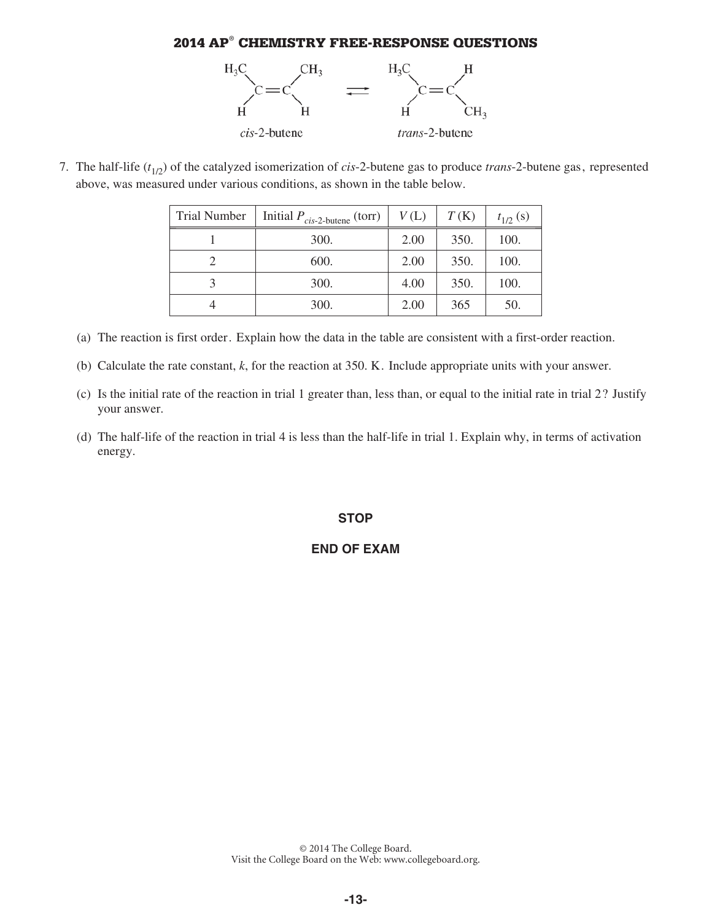$$\underset{cis\text{-2-butene}}{H_3C(H)C{=}C(H)CH_3} \rightleftharpoons \underset{trans\text{-2-butene}}{H_3C(H)C{=}C(CH_3)H}$$

7. The half-life ($t_{1/2}$) of the catalyzed isomerization of *cis*-2-butene gas to produce *trans*-2-butene gas, represented above, was measured under various conditions, as shown in the table below.

| Trial Number | Initial $P_{cis\text{-2-butene}}$ (torr) | $V$ (L) | $T$ (K) | $t_{1/2}$ (s) |
|---|---|---|---|---|
| 1 | 300. | 2.00 | 350. | 100. |
| 2 | 600. | 2.00 | 350. | 100. |
| 3 | 300. | 4.00 | 350. | 100. |
| 4 | 300. | 2.00 | 365 | 50. |

(a) The reaction is first order. Explain how the data in the table are consistent with a first-order reaction.

(b) Calculate the rate constant, $k$, for the reaction at 350. K. Include appropriate units with your answer.

(c) Is the initial rate of the reaction in trial 1 greater than, less than, or equal to the initial rate in trial 2? Justify your answer.

(d) The half-life of the reaction in trial 4 is less than the half-life in trial 1. Explain why, in terms of activation energy.

**STOP**

**END OF EXAM**